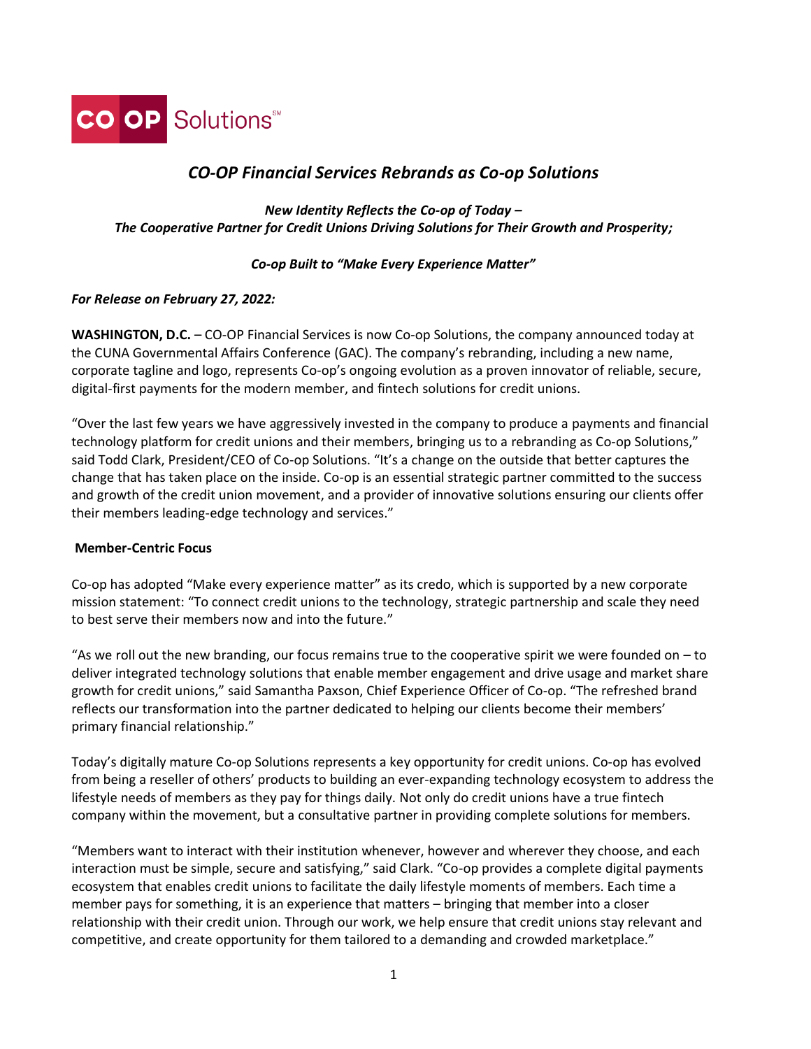# *CO-OP Financial Services Rebrands as Co-op Solutions*

***New Identity Reflects the Co-op of Today – The Cooperative Partner for Credit Unions Driving Solutions for Their Growth and Prosperity;***

***Co-op Built to "Make Every Experience Matter"***

***For Release on February 27, 2022:***

**WASHINGTON, D.C.** – CO-OP Financial Services is now Co-op Solutions, the company announced today at the CUNA Governmental Affairs Conference (GAC). The company's rebranding, including a new name, corporate tagline and logo, represents Co-op's ongoing evolution as a proven innovator of reliable, secure, digital-first payments for the modern member, and fintech solutions for credit unions.

"Over the last few years we have aggressively invested in the company to produce a payments and financial technology platform for credit unions and their members, bringing us to a rebranding as Co-op Solutions," said Todd Clark, President/CEO of Co-op Solutions. "It's a change on the outside that better captures the change that has taken place on the inside. Co-op is an essential strategic partner committed to the success and growth of the credit union movement, and a provider of innovative solutions ensuring our clients offer their members leading-edge technology and services."

**Member-Centric Focus**

Co-op has adopted "Make every experience matter" as its credo, which is supported by a new corporate mission statement: "To connect credit unions to the technology, strategic partnership and scale they need to best serve their members now and into the future."

"As we roll out the new branding, our focus remains true to the cooperative spirit we were founded on – to deliver integrated technology solutions that enable member engagement and drive usage and market share growth for credit unions," said Samantha Paxson, Chief Experience Officer of Co-op. "The refreshed brand reflects our transformation into the partner dedicated to helping our clients become their members' primary financial relationship."

Today's digitally mature Co-op Solutions represents a key opportunity for credit unions. Co-op has evolved from being a reseller of others' products to building an ever-expanding technology ecosystem to address the lifestyle needs of members as they pay for things daily. Not only do credit unions have a true fintech company within the movement, but a consultative partner in providing complete solutions for members.

"Members want to interact with their institution whenever, however and wherever they choose, and each interaction must be simple, secure and satisfying," said Clark. "Co-op provides a complete digital payments ecosystem that enables credit unions to facilitate the daily lifestyle moments of members. Each time a member pays for something, it is an experience that matters – bringing that member into a closer relationship with their credit union. Through our work, we help ensure that credit unions stay relevant and competitive, and create opportunity for them tailored to a demanding and crowded marketplace."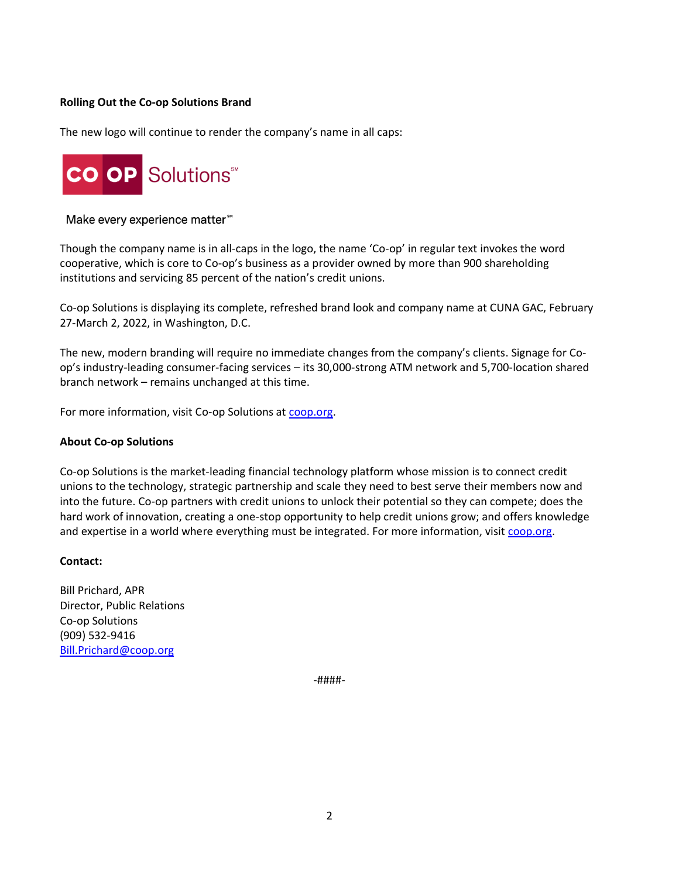**Rolling Out the Co-op Solutions Brand**

The new logo will continue to render the company's name in all caps:

CO OP Solutions℠

Make every experience matter℠

Though the company name is in all-caps in the logo, the name 'Co-op' in regular text invokes the word cooperative, which is core to Co-op's business as a provider owned by more than 900 shareholding institutions and servicing 85 percent of the nation's credit unions.

Co-op Solutions is displaying its complete, refreshed brand look and company name at CUNA GAC, February 27-March 2, 2022, in Washington, D.C.

The new, modern branding will require no immediate changes from the company's clients. Signage for Co-op's industry-leading consumer-facing services – its 30,000-strong ATM network and 5,700-location shared branch network – remains unchanged at this time.

For more information, visit Co-op Solutions at [coop.org](coop.org).

**About Co-op Solutions**

Co-op Solutions is the market-leading financial technology platform whose mission is to connect credit unions to the technology, strategic partnership and scale they need to best serve their members now and into the future. Co-op partners with credit unions to unlock their potential so they can compete; does the hard work of innovation, creating a one-stop opportunity to help credit unions grow; and offers knowledge and expertise in a world where everything must be integrated. For more information, visit [coop.org](coop.org).

**Contact:**

Bill Prichard, APR  
Director, Public Relations  
Co-op Solutions  
(909) 532-9416  
[Bill.Prichard@coop.org](mailto:Bill.Prichard@coop.org)

-####-